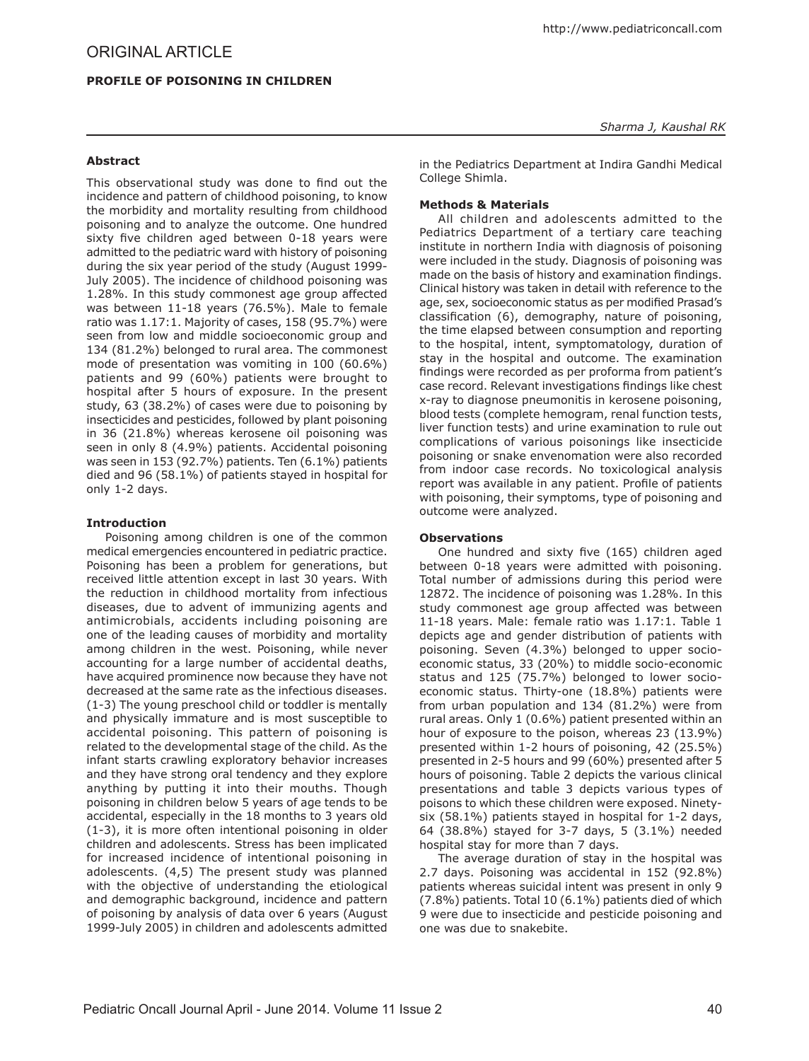ORIGINAL ARTICLE

# PROFILE OF POISONING IN CHILDREN

*Sharma J, Kaushal RK*

## Abstract

This observational study was done to find out the incidence and pattern of childhood poisoning, to know the morbidity and mortality resulting from childhood poisoning and to analyze the outcome. One hundred sixty five children aged between 0-18 years were admitted to the pediatric ward with history of poisoning during the six year period of the study (August 1999-July 2005). The incidence of childhood poisoning was 1.28%. In this study commonest age group affected was between 11-18 years (76.5%). Male to female ratio was 1.17:1. Majority of cases, 158 (95.7%) were seen from low and middle socioeconomic group and 134 (81.2%) belonged to rural area. The commonest mode of presentation was vomiting in 100 (60.6%) patients and 99 (60%) patients were brought to hospital after 5 hours of exposure. In the present study, 63 (38.2%) of cases were due to poisoning by insecticides and pesticides, followed by plant poisoning in 36 (21.8%) whereas kerosene oil poisoning was seen in only 8 (4.9%) patients. Accidental poisoning was seen in 153 (92.7%) patients. Ten (6.1%) patients died and 96 (58.1%) of patients stayed in hospital for only 1-2 days.

## Introduction

Poisoning among children is one of the common medical emergencies encountered in pediatric practice. Poisoning has been a problem for generations, but received little attention except in last 30 years. With the reduction in childhood mortality from infectious diseases, due to advent of immunizing agents and antimicrobials, accidents including poisoning are one of the leading causes of morbidity and mortality among children in the west. Poisoning, while never accounting for a large number of accidental deaths, have acquired prominence now because they have not decreased at the same rate as the infectious diseases. (1-3) The young preschool child or toddler is mentally and physically immature and is most susceptible to accidental poisoning. This pattern of poisoning is related to the developmental stage of the child. As the infant starts crawling exploratory behavior increases and they have strong oral tendency and they explore anything by putting it into their mouths. Though poisoning in children below 5 years of age tends to be accidental, especially in the 18 months to 3 years old (1-3), it is more often intentional poisoning in older children and adolescents. Stress has been implicated for increased incidence of intentional poisoning in adolescents. (4,5) The present study was planned with the objective of understanding the etiological and demographic background, incidence and pattern of poisoning by analysis of data over 6 years (August 1999-July 2005) in children and adolescents admitted in the Pediatrics Department at Indira Gandhi Medical College Shimla.

## Methods & Materials

All children and adolescents admitted to the Pediatrics Department of a tertiary care teaching institute in northern India with diagnosis of poisoning were included in the study. Diagnosis of poisoning was made on the basis of history and examination findings. Clinical history was taken in detail with reference to the age, sex, socioeconomic status as per modified Prasad's classification (6), demography, nature of poisoning, the time elapsed between consumption and reporting to the hospital, intent, symptomatology, duration of stay in the hospital and outcome. The examination findings were recorded as per proforma from patient's case record. Relevant investigations findings like chest x-ray to diagnose pneumonitis in kerosene poisoning, blood tests (complete hemogram, renal function tests, liver function tests) and urine examination to rule out complications of various poisonings like insecticide poisoning or snake envenomation were also recorded from indoor case records. No toxicological analysis report was available in any patient. Profile of patients with poisoning, their symptoms, type of poisoning and outcome were analyzed.

## Observations

One hundred and sixty five (165) children aged between 0-18 years were admitted with poisoning. Total number of admissions during this period were 12872. The incidence of poisoning was 1.28%. In this study commonest age group affected was between 11-18 years. Male: female ratio was 1.17:1. Table 1 depicts age and gender distribution of patients with poisoning. Seven (4.3%) belonged to upper socio-economic status, 33 (20%) to middle socio-economic status and 125 (75.7%) belonged to lower socio-economic status. Thirty-one (18.8%) patients were from urban population and 134 (81.2%) were from rural areas. Only 1 (0.6%) patient presented within an hour of exposure to the poison, whereas 23 (13.9%) presented within 1-2 hours of poisoning, 42 (25.5%) presented in 2-5 hours and 99 (60%) presented after 5 hours of poisoning. Table 2 depicts the various clinical presentations and table 3 depicts various types of poisons to which these children were exposed. Ninety-six (58.1%) patients stayed in hospital for 1-2 days, 64 (38.8%) stayed for 3-7 days, 5 (3.1%) needed hospital stay for more than 7 days.

The average duration of stay in the hospital was 2.7 days. Poisoning was accidental in 152 (92.8%) patients whereas suicidal intent was present in only 9 (7.8%) patients. Total 10 (6.1%) patients died of which 9 were due to insecticide and pesticide poisoning and one was due to snakebite.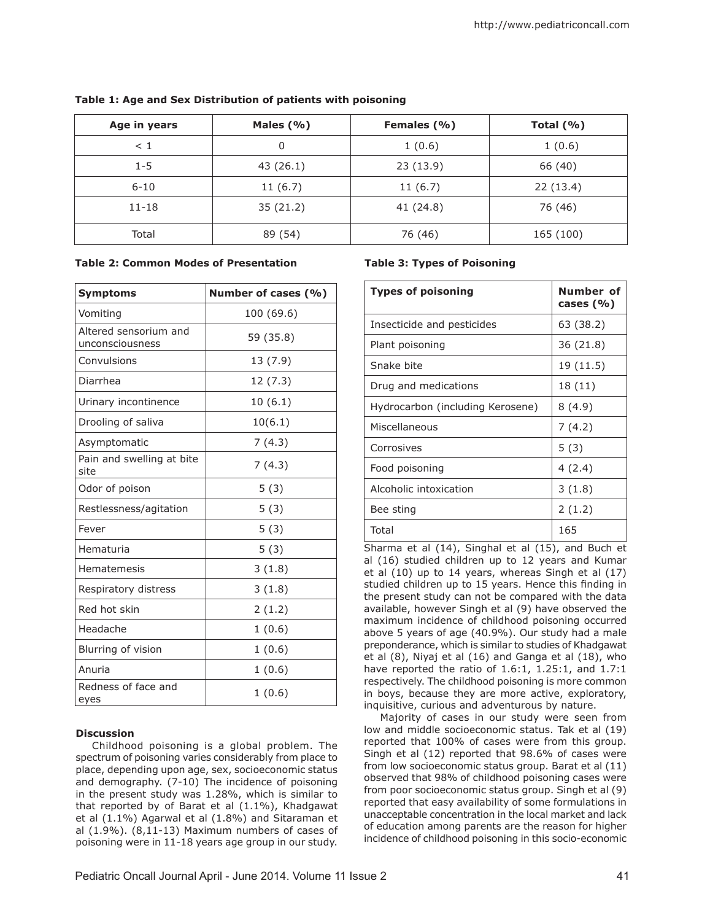**Table 1: Age and Sex Distribution of patients with poisoning**

| Age in years | Males (%) | Females (%) | Total (%) |
|---|---|---|---|
| < 1 | 0 | 1 (0.6) | 1 (0.6) |
| 1-5 | 43 (26.1) | 23 (13.9) | 66 (40) |
| 6-10 | 11 (6.7) | 11 (6.7) | 22 (13.4) |
| 11-18 | 35 (21.2) | 41 (24.8) | 76 (46) |
| Total | 89 (54) | 76 (46) | 165 (100) |

**Table 2: Common Modes of Presentation**

| Symptoms | Number of cases (%) |
|---|---|
| Vomiting | 100 (69.6) |
| Altered sensorium and unconsciousness | 59 (35.8) |
| Convulsions | 13 (7.9) |
| Diarrhea | 12 (7.3) |
| Urinary incontinence | 10 (6.1) |
| Drooling of saliva | 10(6.1) |
| Asymptomatic | 7 (4.3) |
| Pain and swelling at bite site | 7 (4.3) |
| Odor of poison | 5 (3) |
| Restlessness/agitation | 5 (3) |
| Fever | 5 (3) |
| Hematuria | 5 (3) |
| Hematemesis | 3 (1.8) |
| Respiratory distress | 3 (1.8) |
| Red hot skin | 2 (1.2) |
| Headache | 1 (0.6) |
| Blurring of vision | 1 (0.6) |
| Anuria | 1 (0.6) |
| Redness of face and eyes | 1 (0.6) |

**Table 3: Types of Poisoning**

| Types of poisoning | Number of cases (%) |
|---|---|
| Insecticide and pesticides | 63 (38.2) |
| Plant poisoning | 36 (21.8) |
| Snake bite | 19 (11.5) |
| Drug and medications | 18 (11) |
| Hydrocarbon (including Kerosene) | 8 (4.9) |
| Miscellaneous | 7 (4.2) |
| Corrosives | 5 (3) |
| Food poisoning | 4 (2.4) |
| Alcoholic intoxication | 3 (1.8) |
| Bee sting | 2 (1.2) |
| Total | 165 |

## Discussion

Childhood poisoning is a global problem. The spectrum of poisoning varies considerably from place to place, depending upon age, sex, socioeconomic status and demography. (7-10) The incidence of poisoning in the present study was 1.28%, which is similar to that reported by of Barat et al (1.1%), Khadgawat et al (1.1%) Agarwal et al (1.8%) and Sitaraman et al (1.9%). (8,11-13) Maximum numbers of cases of poisoning were in 11-18 years age group in our study. Sharma et al (14), Singhal et al (15), and Buch et al (16) studied children up to 12 years and Kumar et al (10) up to 14 years, whereas Singh et al (17) studied children up to 15 years. Hence this finding in the present study can not be compared with the data available, however Singh et al (9) have observed the maximum incidence of childhood poisoning occurred above 5 years of age (40.9%). Our study had a male preponderance, which is similar to studies of Khadgawat et al (8), Niyaj et al (16) and Ganga et al (18), who have reported the ratio of 1.6:1, 1.25:1, and 1.7:1 respectively. The childhood poisoning is more common in boys, because they are more active, exploratory, inquisitive, curious and adventurous by nature.

Majority of cases in our study were seen from low and middle socioeconomic status. Tak et al (19) reported that 100% of cases were from this group. Singh et al (12) reported that 98.6% of cases were from low socioeconomic status group. Barat et al (11) observed that 98% of childhood poisoning cases were from poor socioeconomic status group. Singh et al (9) reported that easy availability of some formulations in unacceptable concentration in the local market and lack of education among parents are the reason for higher incidence of childhood poisoning in this socio-economic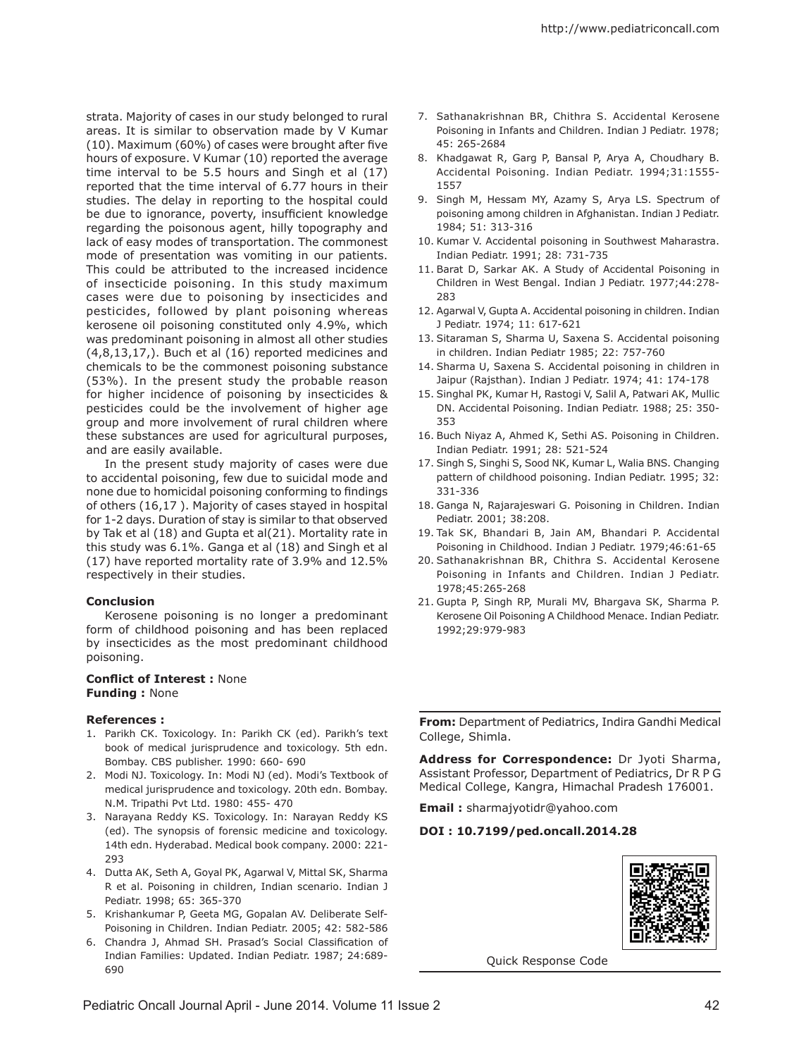strata. Majority of cases in our study belonged to rural areas. It is similar to observation made by V Kumar (10). Maximum (60%) of cases were brought after five hours of exposure. V Kumar (10) reported the average time interval to be 5.5 hours and Singh et al (17) reported that the time interval of 6.77 hours in their studies. The delay in reporting to the hospital could be due to ignorance, poverty, insufficient knowledge regarding the poisonous agent, hilly topography and lack of easy modes of transportation. The commonest mode of presentation was vomiting in our patients. This could be attributed to the increased incidence of insecticide poisoning. In this study maximum cases were due to poisoning by insecticides and pesticides, followed by plant poisoning whereas kerosene oil poisoning constituted only 4.9%, which was predominant poisoning in almost all other studies (4,8,13,17,). Buch et al (16) reported medicines and chemicals to be the commonest poisoning substance (53%). In the present study the probable reason for higher incidence of poisoning by insecticides & pesticides could be the involvement of higher age group and more involvement of rural children where these substances are used for agricultural purposes, and are easily available.

In the present study majority of cases were due to accidental poisoning, few due to suicidal mode and none due to homicidal poisoning conforming to findings of others (16,17 ). Majority of cases stayed in hospital for 1-2 days. Duration of stay is similar to that observed by Tak et al (18) and Gupta et al(21). Mortality rate in this study was 6.1%. Ganga et al (18) and Singh et al (17) have reported mortality rate of 3.9% and 12.5% respectively in their studies.

**Conclusion**

Kerosene poisoning is no longer a predominant form of childhood poisoning and has been replaced by insecticides as the most predominant childhood poisoning.

**Conflict of Interest :** None
**Funding :** None

**References :**

1. Parikh CK. Toxicology. In: Parikh CK (ed). Parikh's text book of medical jurisprudence and toxicology. 5th edn. Bombay. CBS publisher. 1990: 660- 690
2. Modi NJ. Toxicology. In: Modi NJ (ed). Modi's Textbook of medical jurisprudence and toxicology. 20th edn. Bombay. N.M. Tripathi Pvt Ltd. 1980: 455- 470
3. Narayana Reddy KS. Toxicology. In: Narayan Reddy KS (ed). The synopsis of forensic medicine and toxicology. 14th edn. Hyderabad. Medical book company. 2000: 221-293
4. Dutta AK, Seth A, Goyal PK, Agarwal V, Mittal SK, Sharma R et al. Poisoning in children, Indian scenario. Indian J Pediatr. 1998; 65: 365-370
5. Krishankumar P, Geeta MG, Gopalan AV. Deliberate Self-Poisoning in Children. Indian Pediatr. 2005; 42: 582-586
6. Chandra J, Ahmad SH. Prasad's Social Classification of Indian Families: Updated. Indian Pediatr. 1987; 24:689-690
7. Sathanakrishnan BR, Chithra S. Accidental Kerosene Poisoning in Infants and Children. Indian J Pediatr. 1978; 45: 265-2684
8. Khadgawat R, Garg P, Bansal P, Arya A, Choudhary B. Accidental Poisoning. Indian Pediatr. 1994;31:1555-1557
9. Singh M, Hessam MY, Azamy S, Arya LS. Spectrum of poisoning among children in Afghanistan. Indian J Pediatr. 1984; 51: 313-316
10. Kumar V. Accidental poisoning in Southwest Maharastra. Indian Pediatr. 1991; 28: 731-735
11. Barat D, Sarkar AK. A Study of Accidental Poisoning in Children in West Bengal. Indian J Pediatr. 1977;44:278-283
12. Agarwal V, Gupta A. Accidental poisoning in children. Indian J Pediatr. 1974; 11: 617-621
13. Sitaraman S, Sharma U, Saxena S. Accidental poisoning in children. Indian Pediatr 1985; 22: 757-760
14. Sharma U, Saxena S. Accidental poisoning in children in Jaipur (Rajsthan). Indian J Pediatr. 1974; 41: 174-178
15. Singhal PK, Kumar H, Rastogi V, Salil A, Patwari AK, Mullic DN. Accidental Poisoning. Indian Pediatr. 1988; 25: 350-353
16. Buch Niyaz A, Ahmed K, Sethi AS. Poisoning in Children. Indian Pediatr. 1991; 28: 521-524
17. Singh S, Singhi S, Sood NK, Kumar L, Walia BNS. Changing pattern of childhood poisoning. Indian Pediatr. 1995; 32: 331-336
18. Ganga N, Rajarajeswari G. Poisoning in Children. Indian Pediatr. 2001; 38:208.
19. Tak SK, Bhandari B, Jain AM, Bhandari P. Accidental Poisoning in Childhood. Indian J Pediatr. 1979;46:61-65
20. Sathanakrishnan BR, Chithra S. Accidental Kerosene Poisoning in Infants and Children. Indian J Pediatr. 1978;45:265-268
21. Gupta P, Singh RP, Murali MV, Bhargava SK, Sharma P. Kerosene Oil Poisoning A Childhood Menace. Indian Pediatr. 1992;29:979-983

**From:** Department of Pediatrics, Indira Gandhi Medical College, Shimla.

**Address for Correspondence:** Dr Jyoti Sharma, Assistant Professor, Department of Pediatrics, Dr R P G Medical College, Kangra, Himachal Pradesh 176001.

**Email :** sharmajyotidr@yahoo.com

**DOI : 10.7199/ped.oncall.2014.28**

Quick Response Code